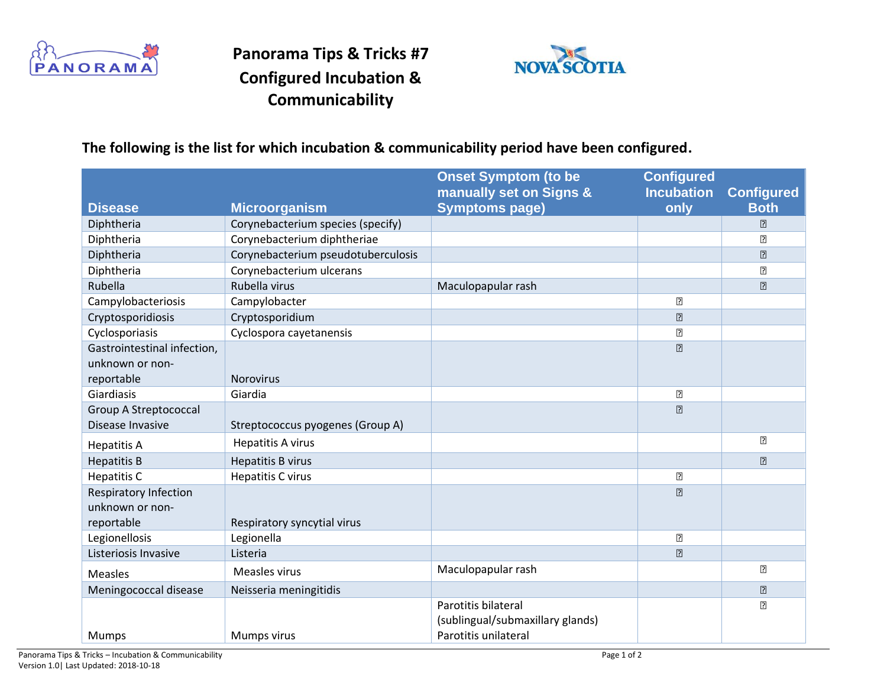# Panorama Tips & Tricks #7
# Configured Incubation & Communicability

## The following is the list for which incubation & communicability period have been configured.

| Disease | Microorganism | Onset Symptom (to be manually set on Signs & Symptoms page) | Configured Incubation only | Configured Both |
|---|---|---|---|---|
| Diphtheria | Corynebacterium species (specify) | | | ☐ |
| Diphtheria | Corynebacterium diphtheriae | | | ☐ |
| Diphtheria | Corynebacterium pseudotuberculosis | | | ☐ |
| Diphtheria | Corynebacterium ulcerans | | | ☐ |
| Rubella | Rubella virus | Maculopapular rash | | ☐ |
| Campylobacteriosis | Campylobacter | | ☐ | |
| Cryptosporidiosis | Cryptosporidium | | ☐ | |
| Cyclosporiasis | Cyclospora cayetanensis | | ☐ | |
| Gastrointestinal infection, unknown or non-reportable | Norovirus | | ☐ | |
| Giardiasis | Giardia | | ☐ | |
| Group A Streptococcal Disease Invasive | Streptococcus pyogenes (Group A) | | ☐ | |
| Hepatitis A | Hepatitis A virus | | | ☐ |
| Hepatitis B | Hepatitis B virus | | | ☐ |
| Hepatitis C | Hepatitis C virus | | ☐ | |
| Respiratory Infection unknown or non-reportable | Respiratory syncytial virus | | ☐ | |
| Legionellosis | Legionella | | ☐ | |
| Listeriosis Invasive | Listeria | | ☐ | |
| Measles | Measles virus | Maculopapular rash | | ☐ |
| Meningococcal disease | Neisseria meningitidis | | | ☐ |
| Mumps | Mumps virus | Parotitis bilateral (sublingual/submaxillary glands) Parotitis unilateral | | ☐ |

Panorama Tips & Tricks – Incubation & Communicability
Version 1.0| Last Updated: 2018-10-18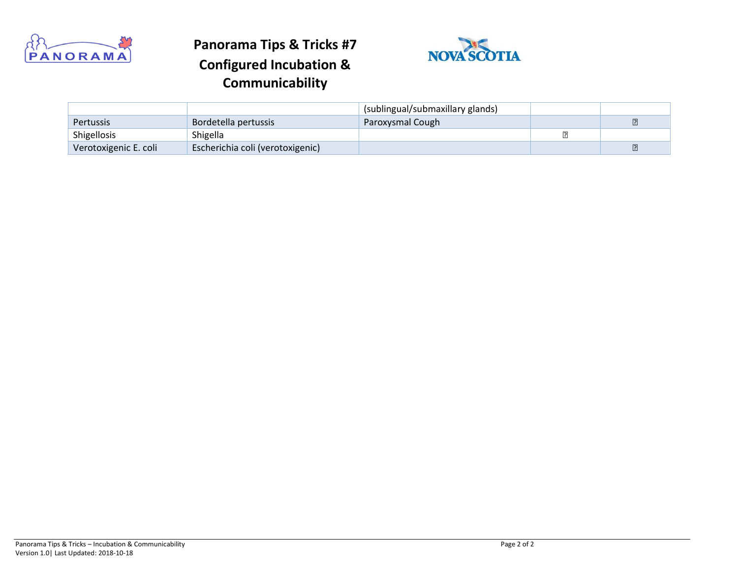# Panorama Tips & Tricks #7 Configured Incubation & Communicability

| | | | | |
|---|---|---|---|---|
| | | (sublingual/submaxillary glands) | | |
| Pertussis | Bordetella pertussis | Paroxysmal Cough | | ✓ |
| Shigellosis | Shigella | | ✓ | |
| Verotoxigenic E. coli | Escherichia coli (verotoxigenic) | | | ✓ |

Panorama Tips & Tricks – Incubation & Communicability
Version 1.0| Last Updated: 2018-10-18